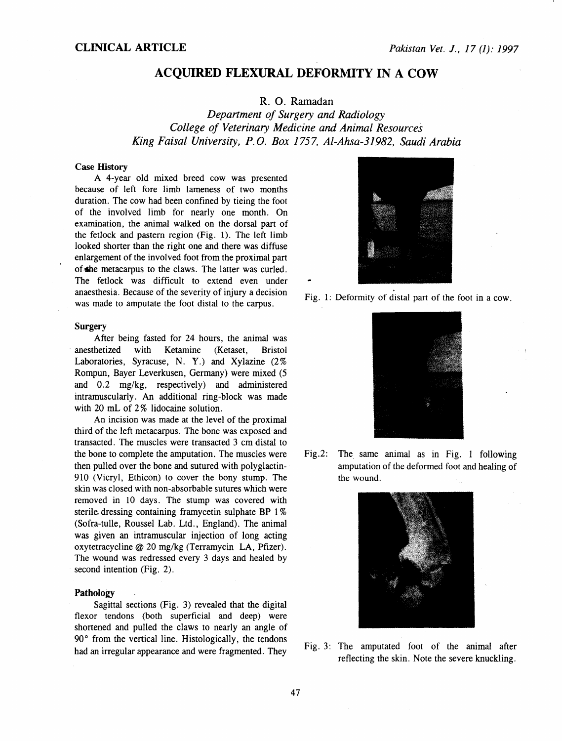**CLINICAL ARTICLE**

# ACQUIRED FLEXURAL DEFORMITY IN A COW

R. O. Ramadan

*Department of Surgery and Radiology*
*College of Veterinary Medicine and Animal Resources*
*King Faisal University, P.O. Box 1757, Al-Ahsa-31982, Saudi Arabia*

### Case History

A 4-year old mixed breed cow was presented because of left fore limb lameness of two months duration. The cow had been confined by tieing the foot of the involved limb for nearly one month. On examination, the animal walked on the dorsal part of the fetlock and pastern region (Fig. 1). The left limb looked shorter than the right one and there was diffuse enlargement of the involved foot from the proximal part of the metacarpus to the claws. The latter was curled. The fetlock was difficult to extend even under anaesthesia. Because of the severity of injury a decision was made to amputate the foot distal to the carpus.

### Surgery

After being fasted for 24 hours, the animal was anesthetized with Ketamine (Ketaset, Bristol Laboratories, Syracuse, N. Y.) and Xylazine (2% Rompun, Bayer Leverkusen, Germany) were mixed (5 and 0.2 mg/kg, respectively) and administered intramuscularly. An additional ring-block was made with 20 mL of 2% lidocaine solution.

An incision was made at the level of the proximal third of the left metacarpus. The bone was exposed and transacted. The muscles were transacted 3 cm distal to the bone to complete the amputation. The muscles were then pulled over the bone and sutured with polyglactin-910 (Vicryl, Ethicon) to cover the bony stump. The skin was closed with non-absorbable sutures which were removed in 10 days. The stump was covered with sterile dressing containing framycetin sulphate BP 1% (Sofra-tulle, Roussel Lab. Ltd., England). The animal was given an intramuscular injection of long acting oxytetracycline @ 20 mg/kg (Terramycin LA, Pfizer). The wound was redressed every 3 days and healed by second intention (Fig. 2).

### Pathology

Sagittal sections (Fig. 3) revealed that the digital flexor tendons (both superficial and deep) were shortened and pulled the claws to nearly an angle of 90° from the vertical line. Histologically, the tendons had an irregular appearance and were fragmented. They

Fig. 1: Deformity of distal part of the foot in a cow.

Fig.2: The same animal as in Fig. 1 following amputation of the deformed foot and healing of the wound.

Fig. 3: The amputated foot of the animal after reflecting the skin. Note the severe knuckling.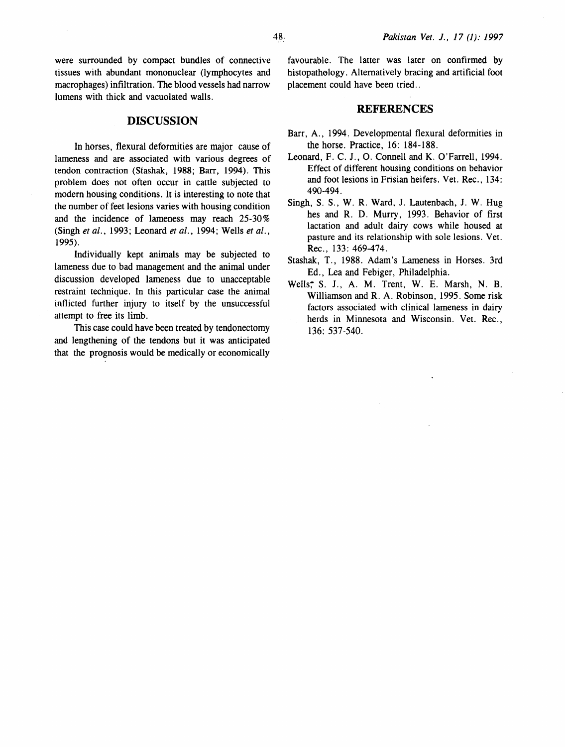were surrounded by compact bundles of connective tissues with abundant mononuclear (lymphocytes and macrophages) infiltration. The blood vessels had narrow lumens with thick and vacuolated walls.

## DISCUSSION

In horses, flexural deformities are major cause of lameness and are associated with various degrees of tendon contraction (Stashak, 1988; Barr, 1994). This problem does not often occur in cattle subjected to modern housing conditions. It is interesting to note that the number of feet lesions varies with housing condition and the incidence of lameness may reach 25-30% (Singh *et al.*, 1993; Leonard *et al.*, 1994; Wells *et al.*, 1995).

Individually kept animals may be subjected to lameness due to bad management and the animal under discussion developed lameness due to unacceptable restraint technique. In this particular case the animal inflicted further injury to itself by the unsuccessful attempt to free its limb.

This case could have been treated by tendonectomy and lengthening of the tendons but it was anticipated that the prognosis would be medically or economically favourable. The latter was later on confirmed by histopathology. Alternatively bracing and artificial foot placement could have been tried..

## REFERENCES

Barr, A., 1994. Developmental flexural deformities in the horse. Practice, 16: 184-188.

Leonard, F. C. J., O. Connell and K. O'Farrell, 1994. Effect of different housing conditions on behavior and foot lesions in Frisian heifers. Vet. Rec., 134: 490-494.

Singh, S. S., W. R. Ward, J. Lautenbach, J. W. Hug hes and R. D. Murry, 1993. Behavior of first lactation and adult dairy cows while housed at pasture and its relationship with sole lesions. Vet. Rec., 133: 469-474.

Stashak, T., 1988. Adam's Lameness in Horses. 3rd Ed., Lea and Febiger, Philadelphia.

Wells, S. J., A. M. Trent, W. E. Marsh, N. B. Williamson and R. A. Robinson, 1995. Some risk factors associated with clinical lameness in dairy herds in Minnesota and Wisconsin. Vet. Rec., 136: 537-540.